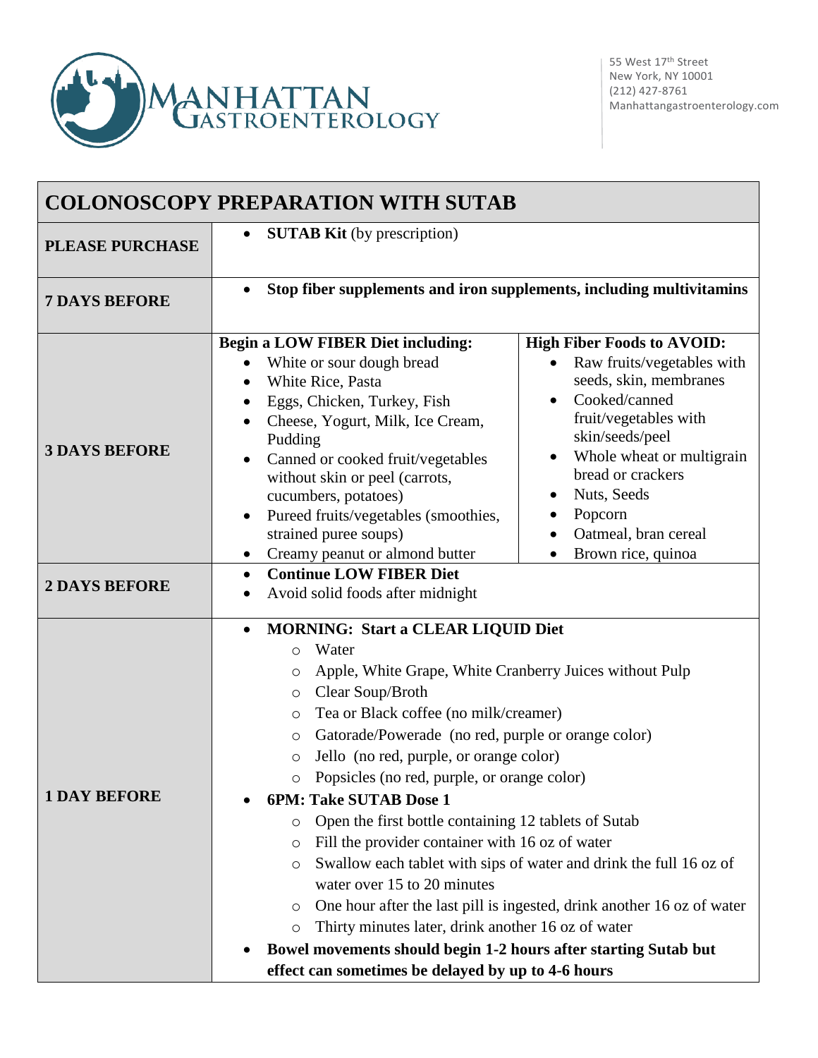MANHATTAN GASTROENTEROLOGY

55 West 17th Street
New York, NY 10001
(212) 427-8761
Manhattangastroenterology.com

# COLONOSCOPY PREPARATION WITH SUTAB

| | | |
|---|---|---|
| **PLEASE PURCHASE** | • **SUTAB Kit** (by prescription) | |
| **7 DAYS BEFORE** | • **Stop fiber supplements and iron supplements, including multivitamins** | |
| **3 DAYS BEFORE** | **Begin a LOW FIBER Diet including:**<br>• White or sour dough bread<br>• White Rice, Pasta<br>• Eggs, Chicken, Turkey, Fish<br>• Cheese, Yogurt, Milk, Ice Cream, Pudding<br>• Canned or cooked fruit/vegetables without skin or peel (carrots, cucumbers, potatoes)<br>• Pureed fruits/vegetables (smoothies, strained puree soups)<br>• Creamy peanut or almond butter | **High Fiber Foods to AVOID:**<br>• Raw fruits/vegetables with seeds, skin, membranes<br>• Cooked/canned fruit/vegetables with skin/seeds/peel<br>• Whole wheat or multigrain bread or crackers<br>• Nuts, Seeds<br>• Popcorn<br>• Oatmeal, bran cereal<br>• Brown rice, quinoa |
| **2 DAYS BEFORE** | • **Continue LOW FIBER Diet**<br>• Avoid solid foods after midnight | |
| **1 DAY BEFORE** | • **MORNING: Start a CLEAR LIQUID Diet**<br>&nbsp;&nbsp;○ Water<br>&nbsp;&nbsp;○ Apple, White Grape, White Cranberry Juices without Pulp<br>&nbsp;&nbsp;○ Clear Soup/Broth<br>&nbsp;&nbsp;○ Tea or Black coffee (no milk/creamer)<br>&nbsp;&nbsp;○ Gatorade/Powerade (no red, purple or orange color)<br>&nbsp;&nbsp;○ Jello (no red, purple, or orange color)<br>&nbsp;&nbsp;○ Popsicles (no red, purple, or orange color)<br>• **6PM: Take SUTAB Dose 1**<br>&nbsp;&nbsp;○ Open the first bottle containing 12 tablets of Sutab<br>&nbsp;&nbsp;○ Fill the provider container with 16 oz of water<br>&nbsp;&nbsp;○ Swallow each tablet with sips of water and drink the full 16 oz of water over 15 to 20 minutes<br>&nbsp;&nbsp;○ One hour after the last pill is ingested, drink another 16 oz of water<br>&nbsp;&nbsp;○ Thirty minutes later, drink another 16 oz of water<br>• **Bowel movements should begin 1-2 hours after starting Sutab but effect can sometimes be delayed by up to 4-6 hours** | |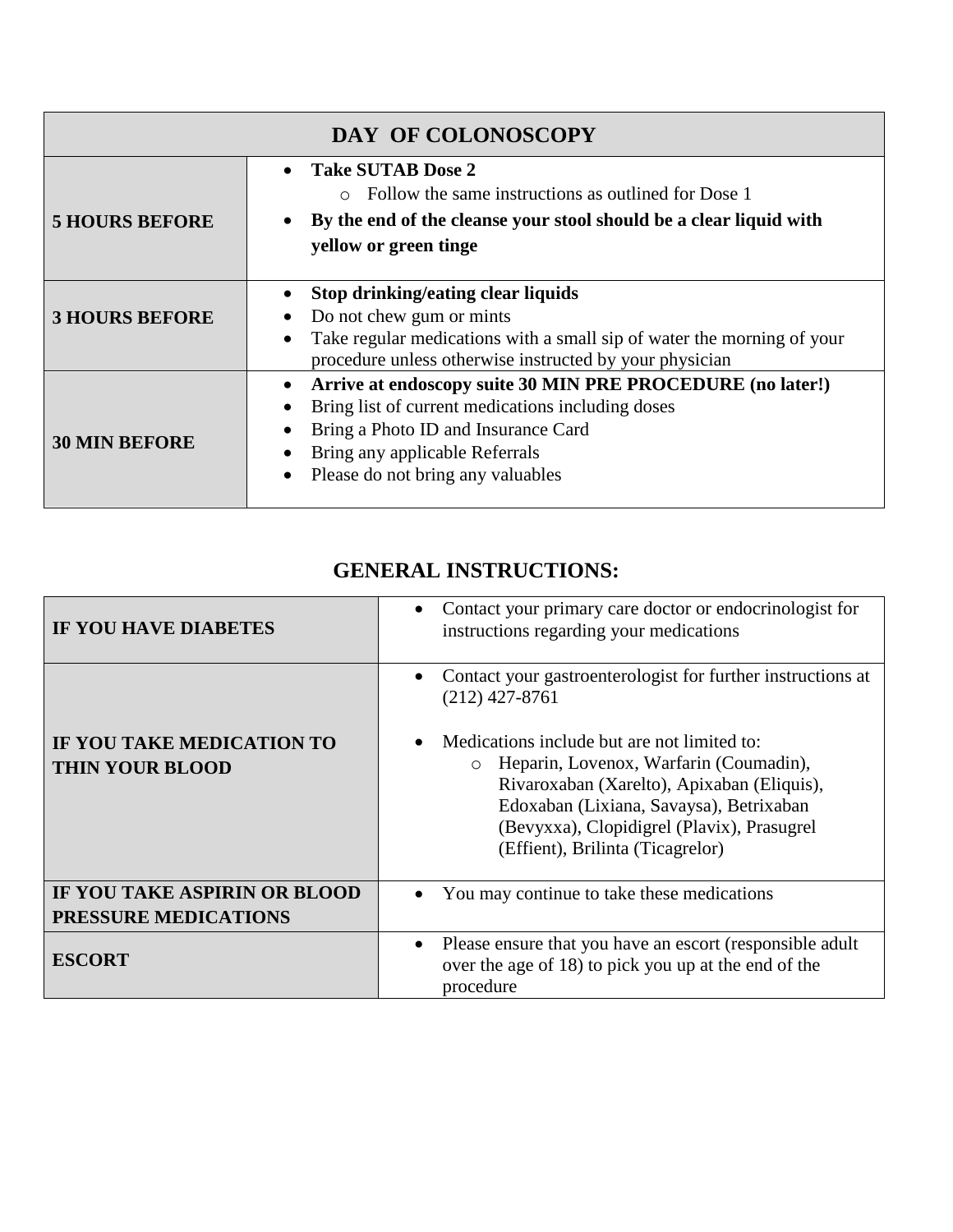| DAY OF COLONOSCOPY | |
|---|---|
| **5 HOURS BEFORE** | • **Take SUTAB Dose 2**<br>  ◦ Follow the same instructions as outlined for Dose 1<br>• **By the end of the cleanse your stool should be a clear liquid with yellow or green tinge** |
| **3 HOURS BEFORE** | • **Stop drinking/eating clear liquids**<br>• Do not chew gum or mints<br>• Take regular medications with a small sip of water the morning of your procedure unless otherwise instructed by your physician |
| **30 MIN BEFORE** | • **Arrive at endoscopy suite 30 MIN PRE PROCEDURE (no later!)**<br>• Bring list of current medications including doses<br>• Bring a Photo ID and Insurance Card<br>• Bring any applicable Referrals<br>• Please do not bring any valuables |

## GENERAL INSTRUCTIONS:

| | |
|---|---|
| **IF YOU HAVE DIABETES** | • Contact your primary care doctor or endocrinologist for instructions regarding your medications |
| **IF YOU TAKE MEDICATION TO THIN YOUR BLOOD** | • Contact your gastroenterologist for further instructions at (212) 427-8761<br>• Medications include but are not limited to:<br>  ◦ Heparin, Lovenox, Warfarin (Coumadin), Rivaroxaban (Xarelto), Apixaban (Eliquis), Edoxaban (Lixiana, Savaysa), Betrixaban (Bevyxxa), Clopidigrel (Plavix), Prasugrel (Effient), Brilinta (Ticagrelor) |
| **IF YOU TAKE ASPIRIN OR BLOOD PRESSURE MEDICATIONS** | • You may continue to take these medications |
| **ESCORT** | • Please ensure that you have an escort (responsible adult over the age of 18) to pick you up at the end of the procedure |